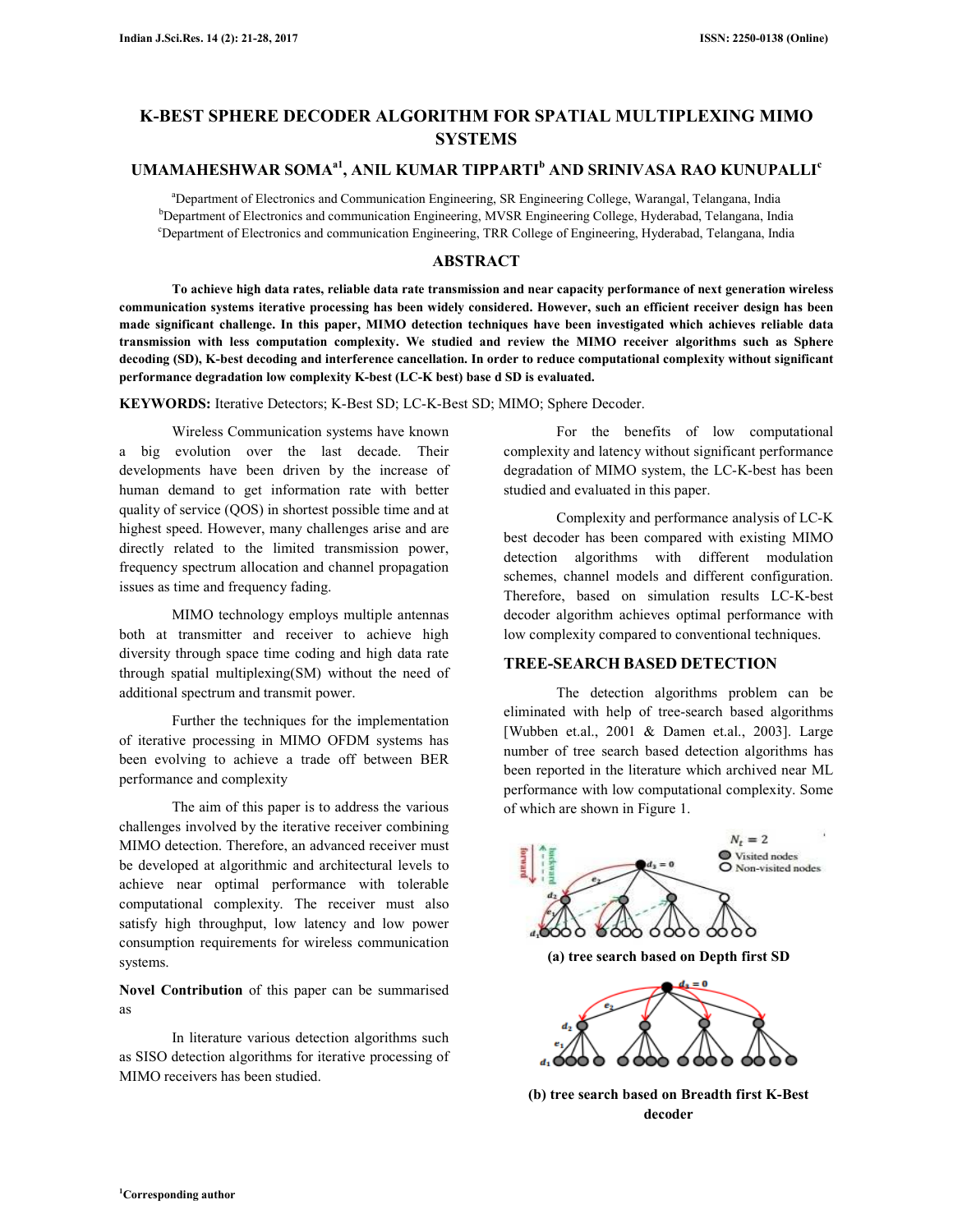# K-BEST SPHERE DECODER ALGORITHM FOR SPATIAL MULTIPLEXING MIMO SYSTEMS

## UMAMAHESHWAR SOMA[a1], ANIL KUMAR TIPPARTI[b] AND SRINIVASA RAO KUNUPALLI[c]

[a]Department of Electronics and Communication Engineering, SR Engineering College, Warangal, Telangana, India
[b]Department of Electronics and communication Engineering, MVSR Engineering College, Hyderabad, Telangana, India
[c]Department of Electronics and communication Engineering, TRR College of Engineering, Hyderabad, Telangana, India

## ABSTRACT

**To achieve high data rates, reliable data rate transmission and near capacity performance of next generation wireless communication systems iterative processing has been widely considered. However, such an efficient receiver design has been made significant challenge. In this paper, MIMO detection techniques have been investigated which achieves reliable data transmission with less computation complexity. We studied and review the MIMO receiver algorithms such as Sphere decoding (SD), K-best decoding and interference cancellation. In order to reduce computational complexity without significant performance degradation low complexity K-best (LC-K best) base d SD is evaluated.**

**KEYWORDS:** Iterative Detectors; K-Best SD; LC-K-Best SD; MIMO; Sphere Decoder.

Wireless Communication systems have known a big evolution over the last decade. Their developments have been driven by the increase of human demand to get information rate with better quality of service (QOS) in shortest possible time and at highest speed. However, many challenges arise and are directly related to the limited transmission power, frequency spectrum allocation and channel propagation issues as time and frequency fading.

MIMO technology employs multiple antennas both at transmitter and receiver to achieve high diversity through space time coding and high data rate through spatial multiplexing(SM) without the need of additional spectrum and transmit power.

Further the techniques for the implementation of iterative processing in MIMO OFDM systems has been evolving to achieve a trade off between BER performance and complexity

The aim of this paper is to address the various challenges involved by the iterative receiver combining MIMO detection. Therefore, an advanced receiver must be developed at algorithmic and architectural levels to achieve near optimal performance with tolerable computational complexity. The receiver must also satisfy high throughput, low latency and low power consumption requirements for wireless communication systems.

**Novel Contribution** of this paper can be summarised as

In literature various detection algorithms such as SISO detection algorithms for iterative processing of MIMO receivers has been studied.

For the benefits of low computational complexity and latency without significant performance degradation of MIMO system, the LC-K-best has been studied and evaluated in this paper.

Complexity and performance analysis of LC-K best decoder has been compared with existing MIMO detection algorithms with different modulation schemes, channel models and different configuration. Therefore, based on simulation results LC-K-best decoder algorithm achieves optimal performance with low complexity compared to conventional techniques.

## TREE-SEARCH BASED DETECTION

The detection algorithms problem can be eliminated with help of tree-search based algorithms [Wubben et.al., 2001 & Damen et.al., 2003]. Large number of tree search based detection algorithms has been reported in the literature which archived near ML performance with low computational complexity. Some of which are shown in Figure 1.

**(a) tree search based on Depth first SD**

**(b) tree search based on Breadth first K-Best decoder**

[1]Corresponding author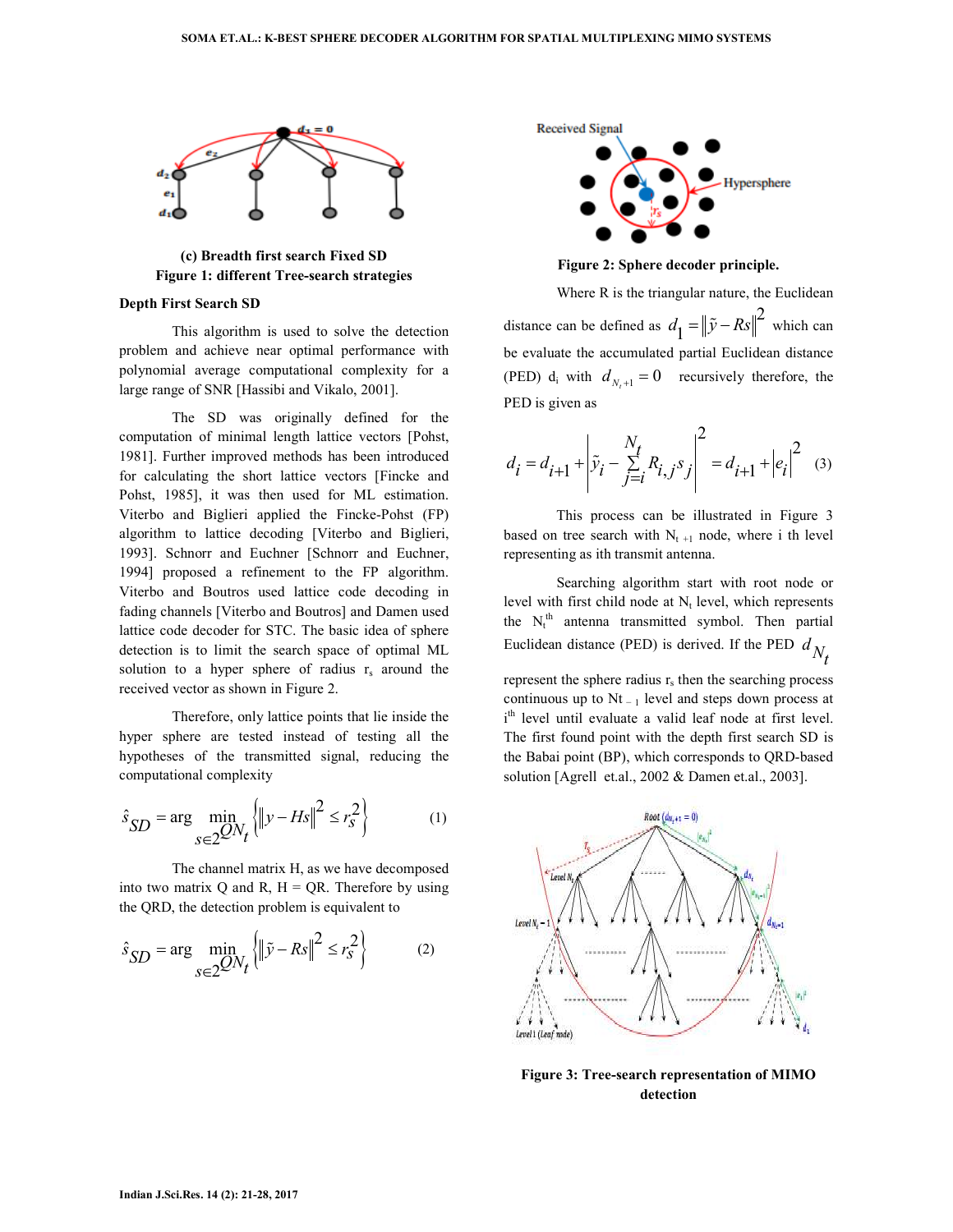(c) **Breadth first search Fixed SD**

**Figure 1: different Tree-search strategies**

**Depth First Search SD**

This algorithm is used to solve the detection problem and achieve near optimal performance with polynomial average computational complexity for a large range of SNR [Hassibi and Vikalo, 2001].

The SD was originally defined for the computation of minimal length lattice vectors [Pohst, 1981]. Further improved methods has been introduced for calculating the short lattice vectors [Fincke and Pohst, 1985], it was then used for ML estimation. Viterbo and Biglieri applied the Fincke-Pohst (FP) algorithm to lattice decoding [Viterbo and Biglieri, 1993]. Schnorr and Euchner [Schnorr and Euchner, 1994] proposed a refinement to the FP algorithm. Viterbo and Boutros used lattice code decoding in fading channels [Viterbo and Boutros] and Damen used lattice code decoder for STC. The basic idea of sphere detection is to limit the search space of optimal ML solution to a hyper sphere of radius $r_s$ around the received vector as shown in Figure 2.

Therefore, only lattice points that lie inside the hyper sphere are tested instead of testing all the hypotheses of the transmitted signal, reducing the computational complexity

$$\hat{s}_{SD} = \arg \min_{s \in 2^{QN_t}} \left\{ \|y - Hs\|^2 \leq r_s^2 \right\} \tag{1}$$

The channel matrix H, as we have decomposed into two matrix Q and R, H = QR. Therefore by using the QRD, the detection problem is equivalent to

$$\hat{s}_{SD} = \arg \min_{s \in 2^{QN_t}} \left\{ \|\tilde{y} - Rs\|^2 \leq r_s^2 \right\} \tag{2}$$

**Figure 2: Sphere decoder principle.**

Where R is the triangular nature, the Euclidean distance can be defined as $d_1 = \|\tilde{y} - Rs\|^2$ which can be evaluate the accumulated partial Euclidean distance (PED) $d_i$ with $d_{N_t+1} = 0$ recursively therefore, the PED is given as

$$d_i = d_{i+1} + \left| \tilde{y}_i - \sum_{j=i}^{N_t} R_{i,j} s_j \right|^2 = d_{i+1} + |e_i|^2 \tag{3}$$

This process can be illustrated in Figure 3 based on tree search with $N_{t+1}$ node, where i th level representing as ith transmit antenna.

Searching algorithm start with root node or level with first child node at $N_t$ level, which represents the $N_t^{th}$ antenna transmitted symbol. Then partial Euclidean distance (PED) is derived. If the PED $d_{N_t}$ represent the sphere radius $r_s$ then the searching process continuous up to $N_{t-1}$ level and steps down process at $i^{th}$ level until evaluate a valid leaf node at first level. The first found point with the depth first search SD is the Babai point (BP), which corresponds to QRD-based solution [Agrell et.al., 2002 & Damen et.al., 2003].

**Figure 3: Tree-search representation of MIMO detection**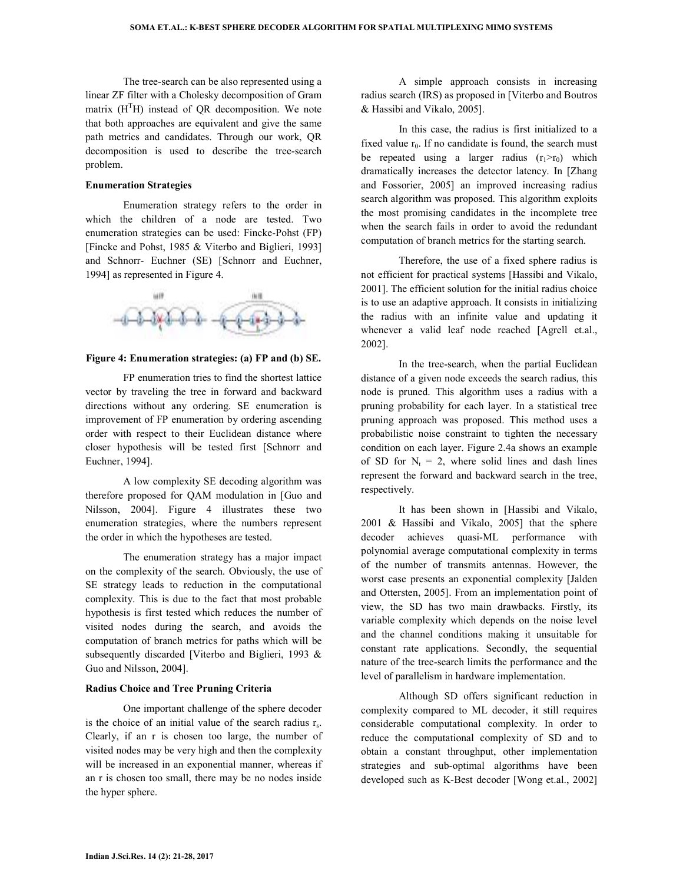The tree-search can be also represented using a linear ZF filter with a Cholesky decomposition of Gram matrix ($H^T H$) instead of QR decomposition. We note that both approaches are equivalent and give the same path metrics and candidates. Through our work, QR decomposition is used to describe the tree-search problem.

**Enumeration Strategies**

Enumeration strategy refers to the order in which the children of a node are tested. Two enumeration strategies can be used: Fincke-Pohst (FP) [Fincke and Pohst, 1985 & Viterbo and Biglieri, 1993] and Schnorr- Euchner (SE) [Schnorr and Euchner, 1994] as represented in Figure 4.

**Figure 4: Enumeration strategies: (a) FP and (b) SE.**

FP enumeration tries to find the shortest lattice vector by traveling the tree in forward and backward directions without any ordering. SE enumeration is improvement of FP enumeration by ordering ascending order with respect to their Euclidean distance where closer hypothesis will be tested first [Schnorr and Euchner, 1994].

A low complexity SE decoding algorithm was therefore proposed for QAM modulation in [Guo and Nilsson, 2004]. Figure 4 illustrates these two enumeration strategies, where the numbers represent the order in which the hypotheses are tested.

The enumeration strategy has a major impact on the complexity of the search. Obviously, the use of SE strategy leads to reduction in the computational complexity. This is due to the fact that most probable hypothesis is first tested which reduces the number of visited nodes during the search, and avoids the computation of branch metrics for paths which will be subsequently discarded [Viterbo and Biglieri, 1993 & Guo and Nilsson, 2004].

**Radius Choice and Tree Pruning Criteria**

One important challenge of the sphere decoder is the choice of an initial value of the search radius $r_s$. Clearly, if an r is chosen too large, the number of visited nodes may be very high and then the complexity will be increased in an exponential manner, whereas if an r is chosen too small, there may be no nodes inside the hyper sphere.

A simple approach consists in increasing radius search (IRS) as proposed in [Viterbo and Boutros & Hassibi and Vikalo, 2005].

In this case, the radius is first initialized to a fixed value $r_0$. If no candidate is found, the search must be repeated using a larger radius ($r_1 > r_0$) which dramatically increases the detector latency. In [Zhang and Fossorier, 2005] an improved increasing radius search algorithm was proposed. This algorithm exploits the most promising candidates in the incomplete tree when the search fails in order to avoid the redundant computation of branch metrics for the starting search.

Therefore, the use of a fixed sphere radius is not efficient for practical systems [Hassibi and Vikalo, 2001]. The efficient solution for the initial radius choice is to use an adaptive approach. It consists in initializing the radius with an infinite value and updating it whenever a valid leaf node reached [Agrell et.al., 2002].

In the tree-search, when the partial Euclidean distance of a given node exceeds the search radius, this node is pruned. This algorithm uses a radius with a pruning probability for each layer. In a statistical tree pruning approach was proposed. This method uses a probabilistic noise constraint to tighten the necessary condition on each layer. Figure 2.4a shows an example of SD for $N_t = 2$, where solid lines and dash lines represent the forward and backward search in the tree, respectively.

It has been shown in [Hassibi and Vikalo, 2001 & Hassibi and Vikalo, 2005] that the sphere decoder achieves quasi-ML performance with polynomial average computational complexity in terms of the number of transmits antennas. However, the worst case presents an exponential complexity [Jalden and Ottersten, 2005]. From an implementation point of view, the SD has two main drawbacks. Firstly, its variable complexity which depends on the noise level and the channel conditions making it unsuitable for constant rate applications. Secondly, the sequential nature of the tree-search limits the performance and the level of parallelism in hardware implementation.

Although SD offers significant reduction in complexity compared to ML decoder, it still requires considerable computational complexity. In order to reduce the computational complexity of SD and to obtain a constant throughput, other implementation strategies and sub-optimal algorithms have been developed such as K-Best decoder [Wong et.al., 2002]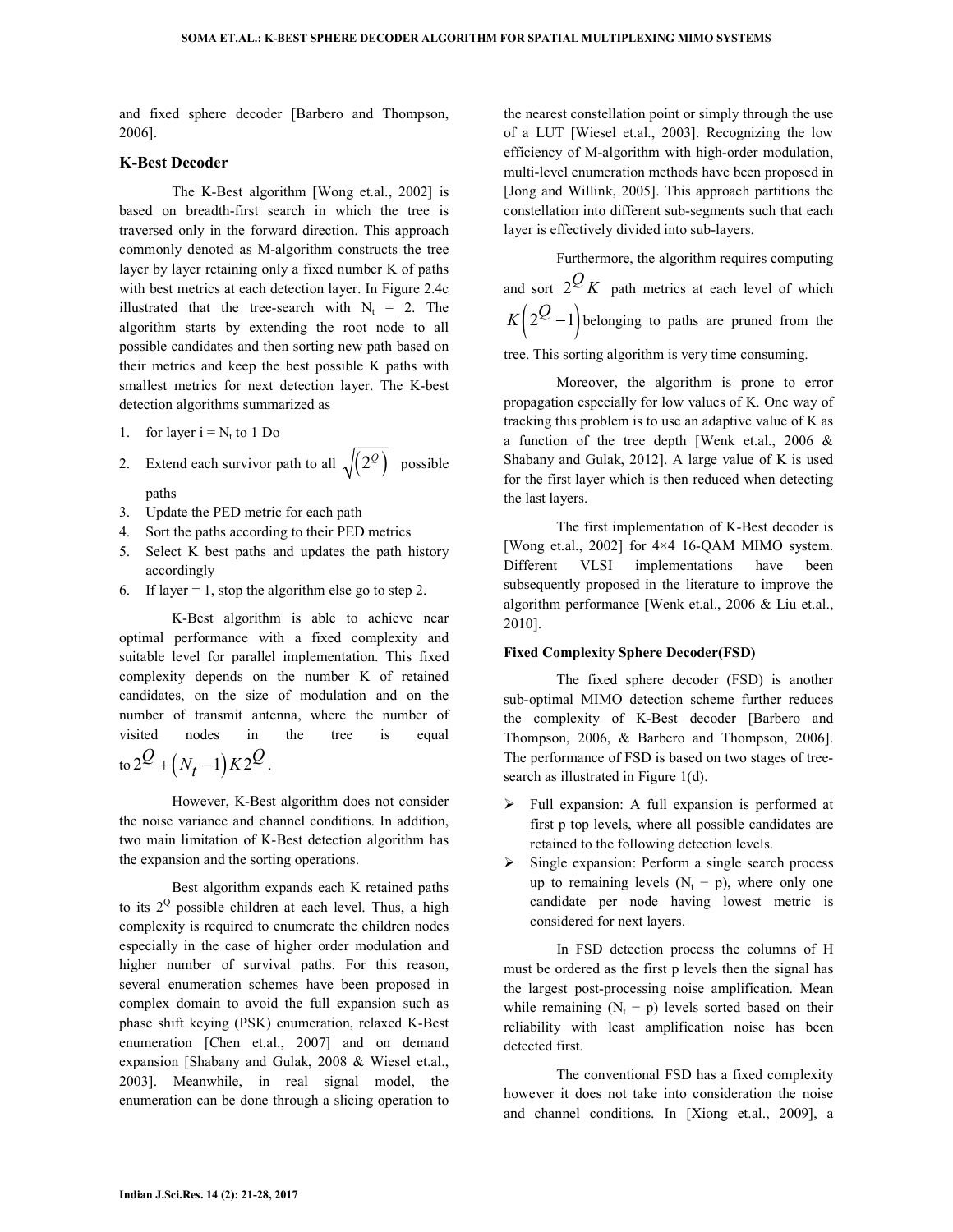and fixed sphere decoder [Barbero and Thompson, 2006].

## K-Best Decoder

The K-Best algorithm [Wong et.al., 2002] is based on breadth-first search in which the tree is traversed only in the forward direction. This approach commonly denoted as M-algorithm constructs the tree layer by layer retaining only a fixed number K of paths with best metrics at each detection layer. In Figure 2.4c illustrated that the tree-search with $N_t = 2$. The algorithm starts by extending the root node to all possible candidates and then sorting new path based on their metrics and keep the best possible K paths with smallest metrics for next detection layer. The K-best detection algorithms summarized as

1. for layer $i = N_t$ to 1 Do
2. Extend each survivor path to all $\sqrt{\left(2^Q\right)}$ possible paths
3. Update the PED metric for each path
4. Sort the paths according to their PED metrics
5. Select K best paths and updates the path history accordingly
6. If layer = 1, stop the algorithm else go to step 2.

K-Best algorithm is able to achieve near optimal performance with a fixed complexity and suitable level for parallel implementation. This fixed complexity depends on the number K of retained candidates, on the size of modulation and on the number of transmit antenna, where the number of visited nodes in the tree is equal to $2^Q + \left(N_t - 1\right) K 2^Q$.

However, K-Best algorithm does not consider the noise variance and channel conditions. In addition, two main limitation of K-Best detection algorithm has the expansion and the sorting operations.

Best algorithm expands each K retained paths to its $2^Q$ possible children at each level. Thus, a high complexity is required to enumerate the children nodes especially in the case of higher order modulation and higher number of survival paths. For this reason, several enumeration schemes have been proposed in complex domain to avoid the full expansion such as phase shift keying (PSK) enumeration, relaxed K-Best enumeration [Chen et.al., 2007] and on demand expansion [Shabany and Gulak, 2008 & Wiesel et.al., 2003]. Meanwhile, in real signal model, the enumeration can be done through a slicing operation to the nearest constellation point or simply through the use of a LUT [Wiesel et.al., 2003]. Recognizing the low efficiency of M-algorithm with high-order modulation, multi-level enumeration methods have been proposed in [Jong and Willink, 2005]. This approach partitions the constellation into different sub-segments such that each layer is effectively divided into sub-layers.

Furthermore, the algorithm requires computing and sort $2^Q K$ path metrics at each level of which $K\left(2^Q - 1\right)$ belonging to paths are pruned from the tree. This sorting algorithm is very time consuming.

Moreover, the algorithm is prone to error propagation especially for low values of K. One way of tracking this problem is to use an adaptive value of K as a function of the tree depth [Wenk et.al., 2006 & Shabany and Gulak, 2012]. A large value of K is used for the first layer which is then reduced when detecting the last layers.

The first implementation of K-Best decoder is [Wong et.al., 2002] for 4×4 16-QAM MIMO system. Different VLSI implementations have been subsequently proposed in the literature to improve the algorithm performance [Wenk et.al., 2006 & Liu et.al., 2010].

### Fixed Complexity Sphere Decoder(FSD)

The fixed sphere decoder (FSD) is another sub-optimal MIMO detection scheme further reduces the complexity of K-Best decoder [Barbero and Thompson, 2006, & Barbero and Thompson, 2006]. The performance of FSD is based on two stages of tree-search as illustrated in Figure 1(d).

- Full expansion: A full expansion is performed at first p top levels, where all possible candidates are retained to the following detection levels.
- Single expansion: Perform a single search process up to remaining levels ($N_t - p$), where only one candidate per node having lowest metric is considered for next layers.

In FSD detection process the columns of H must be ordered as the first p levels then the signal has the largest post-processing noise amplification. Mean while remaining ($N_t - p$) levels sorted based on their reliability with least amplification noise has been detected first.

The conventional FSD has a fixed complexity however it does not take into consideration the noise and channel conditions. In [Xiong et.al., 2009], a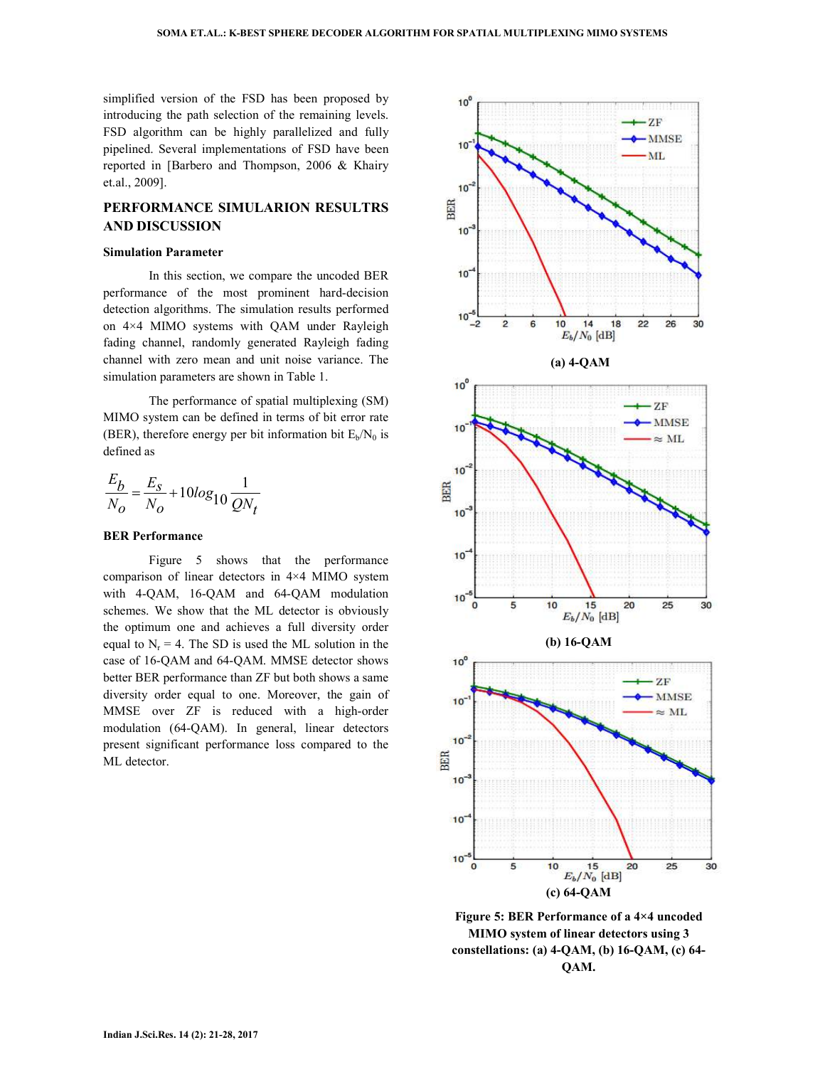simplified version of the FSD has been proposed by introducing the path selection of the remaining levels. FSD algorithm can be highly parallelized and fully pipelined. Several implementations of FSD have been reported in [Barbero and Thompson, 2006 & Khairy et.al., 2009].

## PERFORMANCE SIMULARION RESULTRS AND DISCUSSION

### Simulation Parameter

In this section, we compare the uncoded BER performance of the most prominent hard-decision detection algorithms. The simulation results performed on 4×4 MIMO systems with QAM under Rayleigh fading channel, randomly generated Rayleigh fading channel with zero mean and unit noise variance. The simulation parameters are shown in Table 1.

The performance of spatial multiplexing (SM) MIMO system can be defined in terms of bit error rate (BER), therefore energy per bit information bit $E_b/N_0$ is defined as

$$\frac{E_b}{N_o} = \frac{E_s}{N_o} + 10log_{10}\frac{1}{QN_t}$$

### BER Performance

Figure 5 shows that the performance comparison of linear detectors in 4×4 MIMO system with 4-QAM, 16-QAM and 64-QAM modulation schemes. We show that the ML detector is obviously the optimum one and achieves a full diversity order equal to $N_r = 4$. The SD is used the ML solution in the case of 16-QAM and 64-QAM. MMSE detector shows better BER performance than ZF but both shows a same diversity order equal to one. Moreover, the gain of MMSE over ZF is reduced with a high-order modulation (64-QAM). In general, linear detectors present significant performance loss compared to the ML detector.

(a) 4-QAM

(b) 16-QAM

(c) 64-QAM

**Figure 5: BER Performance of a 4×4 uncoded MIMO system of linear detectors using 3 constellations: (a) 4-QAM, (b) 16-QAM, (c) 64-QAM.**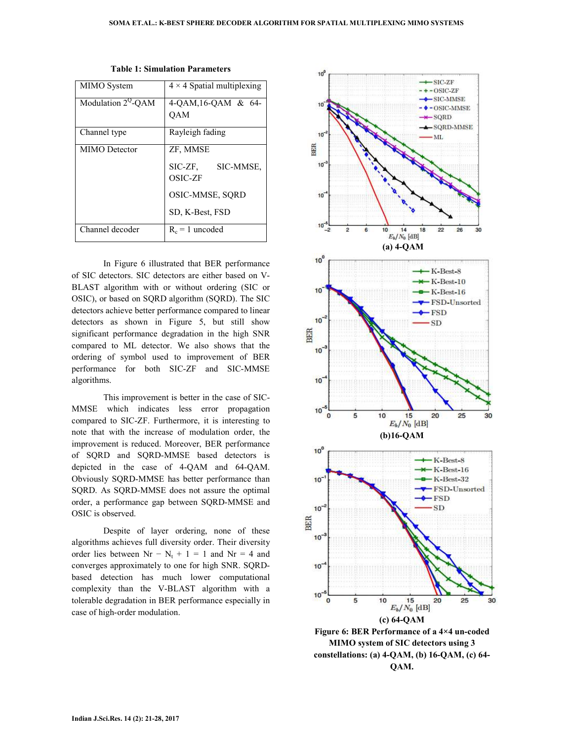**Table 1: Simulation Parameters**

| MIMO System | 4 × 4 Spatial multiplexing |
|---|---|
| Modulation $2^Q$-QAM | 4-QAM,16-QAM & 64-QAM |
| Channel type | Rayleigh fading |
| MIMO Detector | ZF, MMSE<br>SIC-ZF, SIC-MMSE, OSIC-ZF<br>OSIC-MMSE, SQRD<br>SD, K-Best, FSD |
| Channel decoder | $R_c = 1$ uncoded |

In Figure 6 illustrated that BER performance of SIC detectors. SIC detectors are either based on V-BLAST algorithm with or without ordering (SIC or OSIC), or based on SQRD algorithm (SQRD). The SIC detectors achieve better performance compared to linear detectors as shown in Figure 5, but still show significant performance degradation in the high SNR compared to ML detector. We also shows that the ordering of symbol used to improvement of BER performance for both SIC-ZF and SIC-MMSE algorithms.

This improvement is better in the case of SIC-MMSE which indicates less error propagation compared to SIC-ZF. Furthermore, it is interesting to note that with the increase of modulation order, the improvement is reduced. Moreover, BER performance of SQRD and SQRD-MMSE based detectors is depicted in the case of 4-QAM and 64-QAM. Obviously SQRD-MMSE has better performance than SQRD. As SQRD-MMSE does not assure the optimal order, a performance gap between SQRD-MMSE and OSIC is observed.

Despite of layer ordering, none of these algorithms achieves full diversity order. Their diversity order lies between $Nr - N_t + 1 = 1$ and $Nr = 4$ and converges approximately to one for high SNR. SQRD-based detection has much lower computational complexity than the V-BLAST algorithm with a tolerable degradation in BER performance especially in case of high-order modulation.

(a) 4-QAM

(b)16-QAM

(c) 64-QAM

**Figure 6: BER Performance of a 4×4 un-coded MIMO system of SIC detectors using 3 constellations: (a) 4-QAM, (b) 16-QAM, (c) 64-QAM.**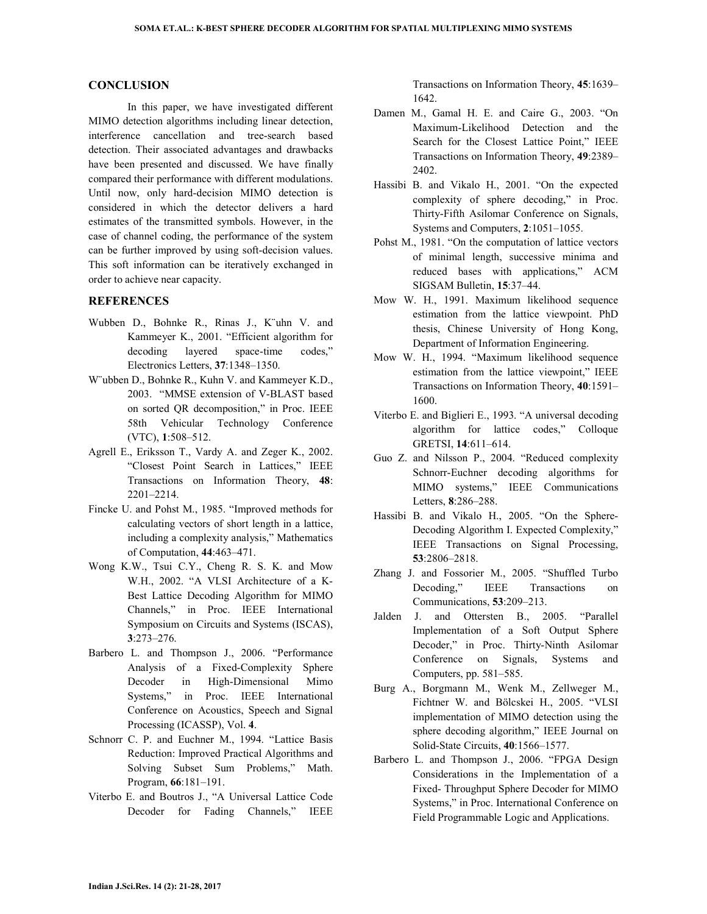## CONCLUSION

In this paper, we have investigated different MIMO detection algorithms including linear detection, interference cancellation and tree-search based detection. Their associated advantages and drawbacks have been presented and discussed. We have finally compared their performance with different modulations. Until now, only hard-decision MIMO detection is considered in which the detector delivers a hard estimates of the transmitted symbols. However, in the case of channel coding, the performance of the system can be further improved by using soft-decision values. This soft information can be iteratively exchanged in order to achieve near capacity.

## REFERENCES

Wubben D., Bohnke R., Rinas J., K¨uhn V. and Kammeyer K., 2001. "Efficient algorithm for decoding layered space-time codes," Electronics Letters, **37**:1348–1350.

W¨ubben D., Bohnke R., Kuhn V. and Kammeyer K.D., 2003. "MMSE extension of V-BLAST based on sorted QR decomposition," in Proc. IEEE 58th Vehicular Technology Conference (VTC), **1**:508–512.

Agrell E., Eriksson T., Vardy A. and Zeger K., 2002. "Closest Point Search in Lattices," IEEE Transactions on Information Theory, **48**: 2201–2214.

Fincke U. and Pohst M., 1985. "Improved methods for calculating vectors of short length in a lattice, including a complexity analysis," Mathematics of Computation, **44**:463–471.

Wong K.W., Tsui C.Y., Cheng R. S. K. and Mow W.H., 2002. "A VLSI Architecture of a K-Best Lattice Decoding Algorithm for MIMO Channels," in Proc. IEEE International Symposium on Circuits and Systems (ISCAS), **3**:273–276.

Barbero L. and Thompson J., 2006. "Performance Analysis of a Fixed-Complexity Sphere Decoder in High-Dimensional Mimo Systems," in Proc. IEEE International Conference on Acoustics, Speech and Signal Processing (ICASSP), Vol. **4**.

Schnorr C. P. and Euchner M., 1994. "Lattice Basis Reduction: Improved Practical Algorithms and Solving Subset Sum Problems," Math. Program, **66**:181–191.

Viterbo E. and Boutros J., "A Universal Lattice Code Decoder for Fading Channels," IEEE Transactions on Information Theory, **45**:1639–1642.

Damen M., Gamal H. E. and Caire G., 2003. "On Maximum-Likelihood Detection and the Search for the Closest Lattice Point," IEEE Transactions on Information Theory, **49**:2389–2402.

Hassibi B. and Vikalo H., 2001. "On the expected complexity of sphere decoding," in Proc. Thirty-Fifth Asilomar Conference on Signals, Systems and Computers, **2**:1051–1055.

Pohst M., 1981. "On the computation of lattice vectors of minimal length, successive minima and reduced bases with applications," ACM SIGSAM Bulletin, **15**:37–44.

Mow W. H., 1991. Maximum likelihood sequence estimation from the lattice viewpoint. PhD thesis, Chinese University of Hong Kong, Department of Information Engineering.

Mow W. H., 1994. "Maximum likelihood sequence estimation from the lattice viewpoint," IEEE Transactions on Information Theory, **40**:1591–1600.

Viterbo E. and Biglieri E., 1993. "A universal decoding algorithm for lattice codes," Colloque GRETSI, **14**:611–614.

Guo Z. and Nilsson P., 2004. "Reduced complexity Schnorr-Euchner decoding algorithms for MIMO systems," IEEE Communications Letters, **8**:286–288.

Hassibi B. and Vikalo H., 2005. "On the Sphere-Decoding Algorithm I. Expected Complexity," IEEE Transactions on Signal Processing, **53**:2806–2818.

Zhang J. and Fossorier M., 2005. "Shuffled Turbo Decoding," IEEE Transactions on Communications, **53**:209–213.

Jalden J. and Ottersten B., 2005. "Parallel Implementation of a Soft Output Sphere Decoder," in Proc. Thirty-Ninth Asilomar Conference on Signals, Systems and Computers, pp. 581–585.

Burg A., Borgmann M., Wenk M., Zellweger M., Fichtner W. and Bölcskei H., 2005. "VLSI implementation of MIMO detection using the sphere decoding algorithm," IEEE Journal on Solid-State Circuits, **40**:1566–1577.

Barbero L. and Thompson J., 2006. "FPGA Design Considerations in the Implementation of a Fixed- Throughput Sphere Decoder for MIMO Systems," in Proc. International Conference on Field Programmable Logic and Applications.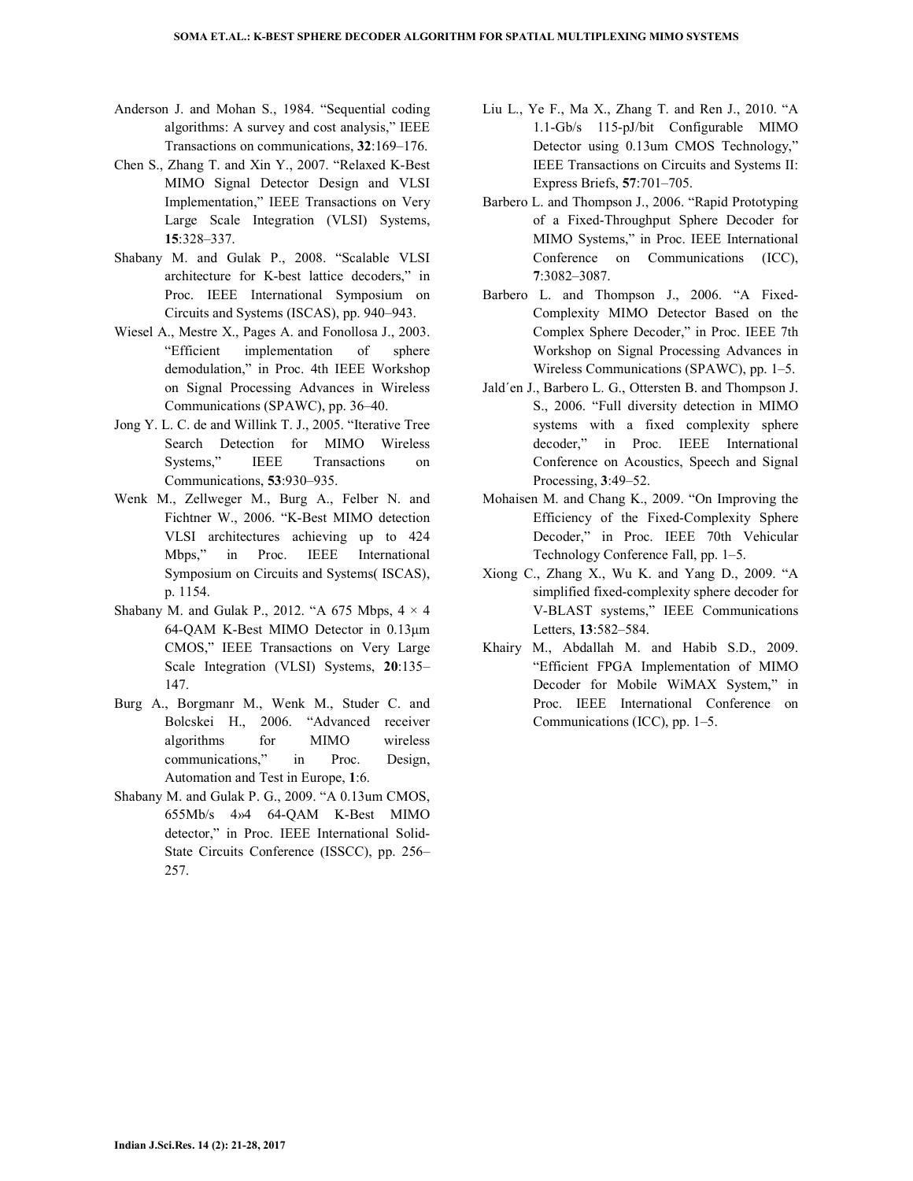Anderson J. and Mohan S., 1984. "Sequential coding algorithms: A survey and cost analysis," IEEE Transactions on communications, **32**:169–176.

Chen S., Zhang T. and Xin Y., 2007. "Relaxed K-Best MIMO Signal Detector Design and VLSI Implementation," IEEE Transactions on Very Large Scale Integration (VLSI) Systems, **15**:328–337.

Shabany M. and Gulak P., 2008. "Scalable VLSI architecture for K-best lattice decoders," in Proc. IEEE International Symposium on Circuits and Systems (ISCAS), pp. 940–943.

Wiesel A., Mestre X., Pages A. and Fonollosa J., 2003. "Efficient implementation of sphere demodulation," in Proc. 4th IEEE Workshop on Signal Processing Advances in Wireless Communications (SPAWC), pp. 36–40.

Jong Y. L. C. de and Willink T. J., 2005. "Iterative Tree Search Detection for MIMO Wireless Systems," IEEE Transactions on Communications, **53**:930–935.

Wenk M., Zellweger M., Burg A., Felber N. and Fichtner W., 2006. "K-Best MIMO detection VLSI architectures achieving up to 424 Mbps," in Proc. IEEE International Symposium on Circuits and Systems( ISCAS), p. 1154.

Shabany M. and Gulak P., 2012. "A 675 Mbps, 4 × 4 64-QAM K-Best MIMO Detector in 0.13µm CMOS," IEEE Transactions on Very Large Scale Integration (VLSI) Systems, **20**:135–147.

Burg A., Borgmanr M., Wenk M., Studer C. and Bolcskei H., 2006. "Advanced receiver algorithms for MIMO wireless communications," in Proc. Design, Automation and Test in Europe, **1**:6.

Shabany M. and Gulak P. G., 2009. "A 0.13um CMOS, 655Mb/s 4»4 64-QAM K-Best MIMO detector," in Proc. IEEE International Solid-State Circuits Conference (ISSCC), pp. 256–257.

Liu L., Ye F., Ma X., Zhang T. and Ren J., 2010. "A 1.1-Gb/s 115-pJ/bit Configurable MIMO Detector using 0.13um CMOS Technology," IEEE Transactions on Circuits and Systems II: Express Briefs, **57**:701–705.

Barbero L. and Thompson J., 2006. "Rapid Prototyping of a Fixed-Throughput Sphere Decoder for MIMO Systems," in Proc. IEEE International Conference on Communications (ICC), **7**:3082–3087.

Barbero L. and Thompson J., 2006. "A Fixed-Complexity MIMO Detector Based on the Complex Sphere Decoder," in Proc. IEEE 7th Workshop on Signal Processing Advances in Wireless Communications (SPAWC), pp. 1–5.

Jald´en J., Barbero L. G., Ottersten B. and Thompson J. S., 2006. "Full diversity detection in MIMO systems with a fixed complexity sphere decoder," in Proc. IEEE International Conference on Acoustics, Speech and Signal Processing, **3**:49–52.

Mohaisen M. and Chang K., 2009. "On Improving the Efficiency of the Fixed-Complexity Sphere Decoder," in Proc. IEEE 70th Vehicular Technology Conference Fall, pp. 1–5.

Xiong C., Zhang X., Wu K. and Yang D., 2009. "A simplified fixed-complexity sphere decoder for V-BLAST systems," IEEE Communications Letters, **13**:582–584.

Khairy M., Abdallah M. and Habib S.D., 2009. "Efficient FPGA Implementation of MIMO Decoder for Mobile WiMAX System," in Proc. IEEE International Conference on Communications (ICC), pp. 1–5.